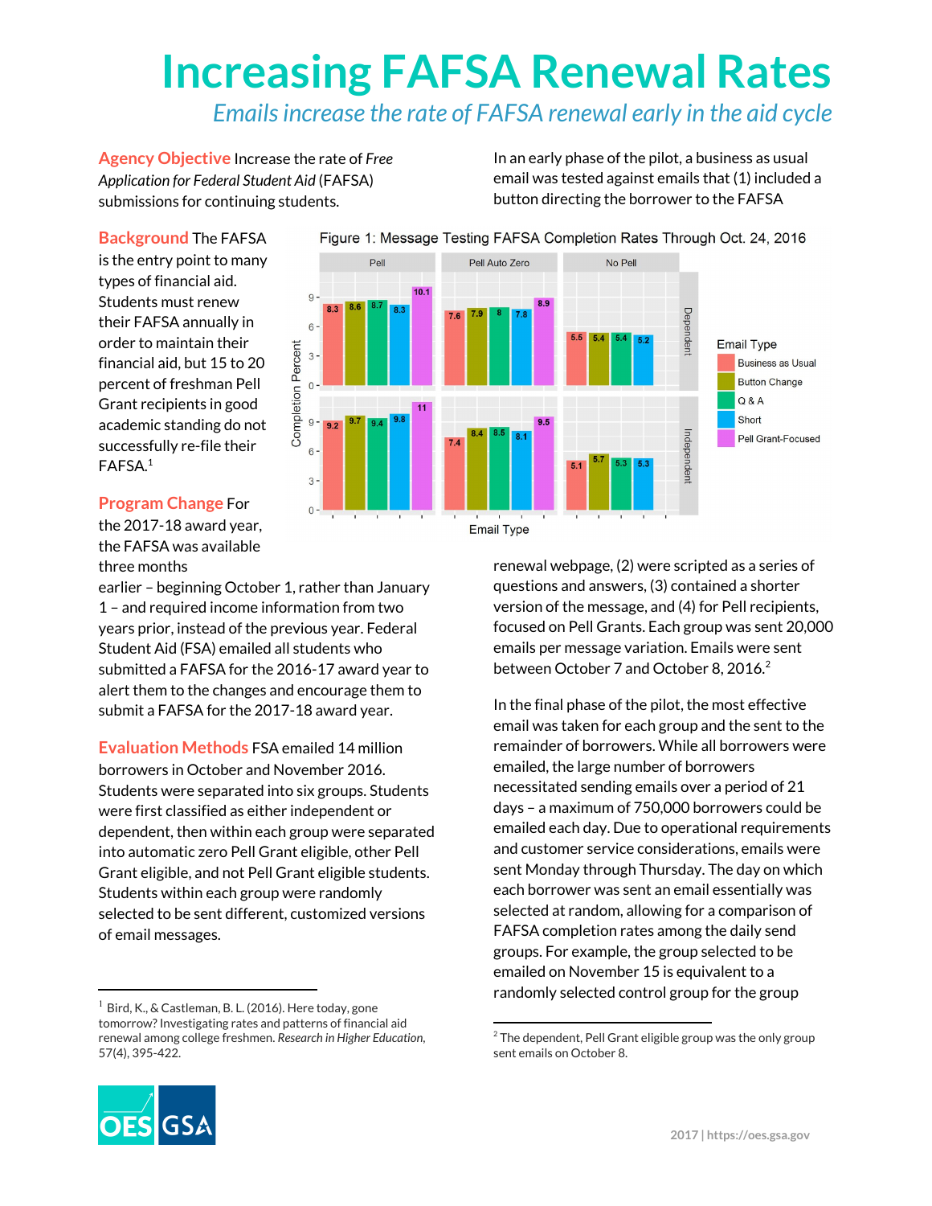# Increasing FAFSA Renewal Rates

*Emails increase the rate of FAFSA renewal early in the aid cycle*

**Agency Objective** Increase the rate of *Free Application for Federal Student Aid* (FAFSA) submissions for continuing students.

**Background** The FAFSA is the entry point to many types of financial aid. Students must renew their FAFSA annually in order to maintain their financial aid, but 15 to 20 percent of freshman Pell Grant recipients in good academic standing do not successfully re-file their FAFSA.[1]

**Program Change** For the 2017-18 award year, the FAFSA was available three months earlier – beginning October 1, rather than January 1 – and required income information from two years prior, instead of the previous year. Federal Student Aid (FSA) emailed all students who submitted a FAFSA for the 2016-17 award year to alert them to the changes and encourage them to submit a FAFSA for the 2017-18 award year.

**Evaluation Methods** FSA emailed 14 million borrowers in October and November 2016. Students were separated into six groups. Students were first classified as either independent or dependent, then within each group were separated into automatic zero Pell Grant eligible, other Pell Grant eligible, and not Pell Grant eligible students. Students within each group were randomly selected to be sent different, customized versions of email messages.

In an early phase of the pilot, a business as usual email was tested against emails that (1) included a button directing the borrower to the FAFSA renewal webpage, (2) were scripted as a series of questions and answers, (3) contained a shorter version of the message, and (4) for Pell recipients, focused on Pell Grants. Each group was sent 20,000 emails per message variation. Emails were sent between October 7 and October 8, 2016.[2]

Figure 1: Message Testing FAFSA Completion Rates Through Oct. 24, 2016

| Group | Email Type | Pell | Pell Auto Zero | No Pell |
|---|---|---|---|---|
| Dependent | Business as Usual | 8.3 | 7.6 | 5.5 |
| Dependent | Button Change | 8.6 | 7.9 | 5.4 |
| Dependent | Q & A | 8.7 | 8 | 5.4 |
| Dependent | Short | 8.3 | 7.8 | 5.2 |
| Dependent | Pell Grant-Focused | 10.1 | 8.9 | |
| Independent | Business as Usual | 9.2 | 7.4 | 5.1 |
| Independent | Button Change | 9.7 | 8.4 | 5.7 |
| Independent | Q & A | 9.4 | 8.5 | 5.3 |
| Independent | Short | 9.8 | 8.1 | 5.3 |
| Independent | Pell Grant-Focused | 11 | 9.5 | |

(Completion Percent by Email Type)

In the final phase of the pilot, the most effective email was taken for each group and the sent to the remainder of borrowers. While all borrowers were emailed, the large number of borrowers necessitated sending emails over a period of 21 days – a maximum of 750,000 borrowers could be emailed each day. Due to operational requirements and customer service considerations, emails were sent Monday through Thursday. The day on which each borrower was sent an email essentially was selected at random, allowing for a comparison of FAFSA completion rates among the daily send groups. For example, the group selected to be emailed on November 15 is equivalent to a randomly selected control group for the group

---

[1] Bird, K., & Castleman, B. L. (2016). Here today, gone tomorrow? Investigating rates and patterns of financial aid renewal among college freshmen. *Research in Higher Education*, 57(4), 395-422.

[2] The dependent, Pell Grant eligible group was the only group sent emails on October 8.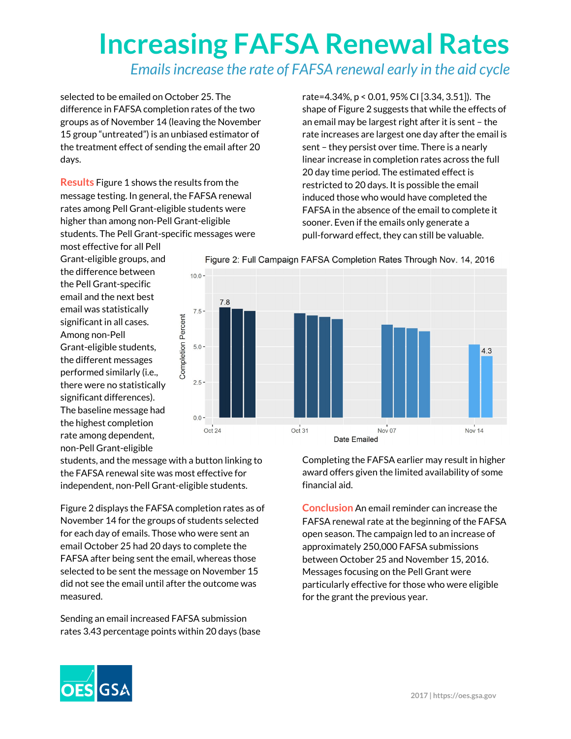# Increasing FAFSA Renewal Rates

*Emails increase the rate of FAFSA renewal early in the aid cycle*

selected to be emailed on October 25. The difference in FAFSA completion rates of the two groups as of November 14 (leaving the November 15 group "untreated") is an unbiased estimator of the treatment effect of sending the email after 20 days.

**Results** Figure 1 shows the results from the message testing. In general, the FAFSA renewal rates among Pell Grant-eligible students were higher than among non-Pell Grant-eligible students. The Pell Grant-specific messages were most effective for all Pell Grant-eligible groups, and the difference between the Pell Grant-specific email and the next best email was statistically significant in all cases. Among non-Pell Grant-eligible students, the different messages performed similarly (i.e., there were no statistically significant differences). The baseline message had the highest completion rate among dependent, non-Pell Grant-eligible students, and the message with a button linking to the FAFSA renewal site was most effective for independent, non-Pell Grant-eligible students.

Figure 2 displays the FAFSA completion rates as of November 14 for the groups of students selected for each day of emails. Those who were sent an email October 25 had 20 days to complete the FAFSA after being sent the email, whereas those selected to be sent the message on November 15 did not see the email until after the outcome was measured.

Sending an email increased FAFSA submission rates 3.43 percentage points within 20 days (base rate=4.34%, $p < 0.01$, 95% CI [3.34, 3.51]). The shape of Figure 2 suggests that while the effects of an email may be largest right after it is sent – the rate increases are largest one day after the email is sent – they persist over time. There is a nearly linear increase in completion rates across the full 20 day time period. The estimated effect is restricted to 20 days. It is possible the email induced those who would have completed the FAFSA in the absence of the email to complete it sooner. Even if the emails only generate a pull-forward effect, they can still be valuable.

Figure 2: Full Campaign FAFSA Completion Rates Through Nov. 14, 2016

Completion Percent
10.0
7.5
5.0
2.5
0.0
7.8
4.3
Oct 24
Oct 31
Nov 07
Nov 14
Date Emailed

Completing the FAFSA earlier may result in higher award offers given the limited availability of some financial aid.

**Conclusion** An email reminder can increase the FAFSA renewal rate at the beginning of the FAFSA open season. The campaign led to an increase of approximately 250,000 FAFSA submissions between October 25 and November 15, 2016. Messages focusing on the Pell Grant were particularly effective for those who were eligible for the grant the previous year.